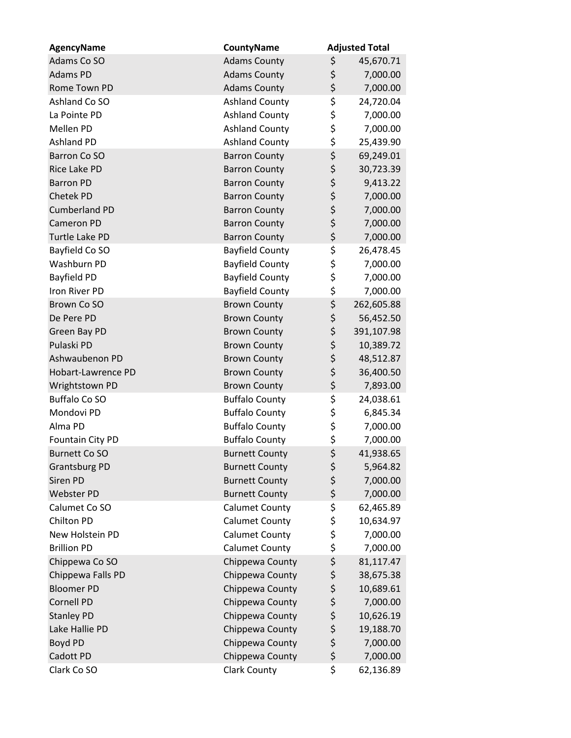| AgencyName | CountyName | Adjusted Total |
|---|---|---|
| Adams Co SO | Adams County | $ 45,670.71 |
| Adams PD | Adams County | $ 7,000.00 |
| Rome Town PD | Adams County | $ 7,000.00 |
| Ashland Co SO | Ashland County | $ 24,720.04 |
| La Pointe PD | Ashland County | $ 7,000.00 |
| Mellen PD | Ashland County | $ 7,000.00 |
| Ashland PD | Ashland County | $ 25,439.90 |
| Barron Co SO | Barron County | $ 69,249.01 |
| Rice Lake PD | Barron County | $ 30,723.39 |
| Barron PD | Barron County | $ 9,413.22 |
| Chetek PD | Barron County | $ 7,000.00 |
| Cumberland PD | Barron County | $ 7,000.00 |
| Cameron PD | Barron County | $ 7,000.00 |
| Turtle Lake PD | Barron County | $ 7,000.00 |
| Bayfield Co SO | Bayfield County | $ 26,478.45 |
| Washburn PD | Bayfield County | $ 7,000.00 |
| Bayfield PD | Bayfield County | $ 7,000.00 |
| Iron River PD | Bayfield County | $ 7,000.00 |
| Brown Co SO | Brown County | $ 262,605.88 |
| De Pere PD | Brown County | $ 56,452.50 |
| Green Bay PD | Brown County | $ 391,107.98 |
| Pulaski PD | Brown County | $ 10,389.72 |
| Ashwaubenon PD | Brown County | $ 48,512.87 |
| Hobart-Lawrence PD | Brown County | $ 36,400.50 |
| Wrightstown PD | Brown County | $ 7,893.00 |
| Buffalo Co SO | Buffalo County | $ 24,038.61 |
| Mondovi PD | Buffalo County | $ 6,845.34 |
| Alma PD | Buffalo County | $ 7,000.00 |
| Fountain City PD | Buffalo County | $ 7,000.00 |
| Burnett Co SO | Burnett County | $ 41,938.65 |
| Grantsburg PD | Burnett County | $ 5,964.82 |
| Siren PD | Burnett County | $ 7,000.00 |
| Webster PD | Burnett County | $ 7,000.00 |
| Calumet Co SO | Calumet County | $ 62,465.89 |
| Chilton PD | Calumet County | $ 10,634.97 |
| New Holstein PD | Calumet County | $ 7,000.00 |
| Brillion PD | Calumet County | $ 7,000.00 |
| Chippewa Co SO | Chippewa County | $ 81,117.47 |
| Chippewa Falls PD | Chippewa County | $ 38,675.38 |
| Bloomer PD | Chippewa County | $ 10,689.61 |
| Cornell PD | Chippewa County | $ 7,000.00 |
| Stanley PD | Chippewa County | $ 10,626.19 |
| Lake Hallie PD | Chippewa County | $ 19,188.70 |
| Boyd PD | Chippewa County | $ 7,000.00 |
| Cadott PD | Chippewa County | $ 7,000.00 |
| Clark Co SO | Clark County | $ 62,136.89 |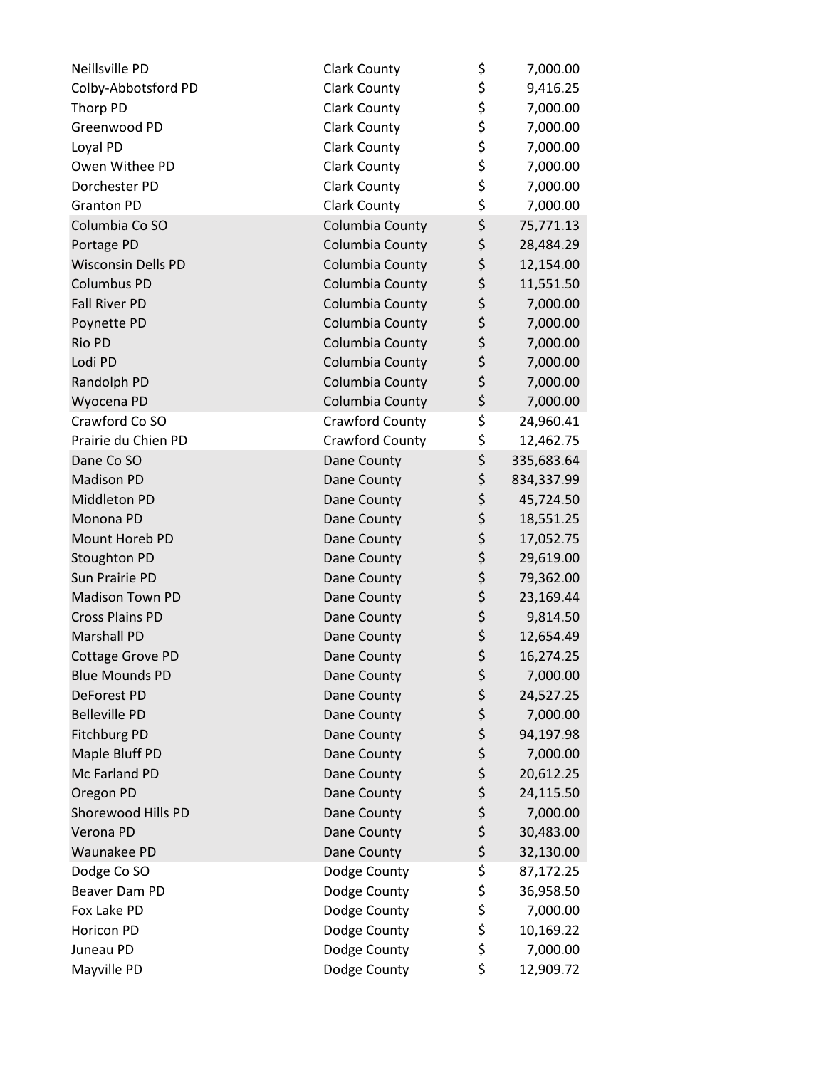| | | |
|---|---|---|
| Neillsville PD | Clark County | $ 7,000.00 |
| Colby-Abbotsford PD | Clark County | $ 9,416.25 |
| Thorp PD | Clark County | $ 7,000.00 |
| Greenwood PD | Clark County | $ 7,000.00 |
| Loyal PD | Clark County | $ 7,000.00 |
| Owen Withee PD | Clark County | $ 7,000.00 |
| Dorchester PD | Clark County | $ 7,000.00 |
| Granton PD | Clark County | $ 7,000.00 |
| Columbia Co SO | Columbia County | $ 75,771.13 |
| Portage PD | Columbia County | $ 28,484.29 |
| Wisconsin Dells PD | Columbia County | $ 12,154.00 |
| Columbus PD | Columbia County | $ 11,551.50 |
| Fall River PD | Columbia County | $ 7,000.00 |
| Poynette PD | Columbia County | $ 7,000.00 |
| Rio PD | Columbia County | $ 7,000.00 |
| Lodi PD | Columbia County | $ 7,000.00 |
| Randolph PD | Columbia County | $ 7,000.00 |
| Wyocena PD | Columbia County | $ 7,000.00 |
| Crawford Co SO | Crawford County | $ 24,960.41 |
| Prairie du Chien PD | Crawford County | $ 12,462.75 |
| Dane Co SO | Dane County | $ 335,683.64 |
| Madison PD | Dane County | $ 834,337.99 |
| Middleton PD | Dane County | $ 45,724.50 |
| Monona PD | Dane County | $ 18,551.25 |
| Mount Horeb PD | Dane County | $ 17,052.75 |
| Stoughton PD | Dane County | $ 29,619.00 |
| Sun Prairie PD | Dane County | $ 79,362.00 |
| Madison Town PD | Dane County | $ 23,169.44 |
| Cross Plains PD | Dane County | $ 9,814.50 |
| Marshall PD | Dane County | $ 12,654.49 |
| Cottage Grove PD | Dane County | $ 16,274.25 |
| Blue Mounds PD | Dane County | $ 7,000.00 |
| DeForest PD | Dane County | $ 24,527.25 |
| Belleville PD | Dane County | $ 7,000.00 |
| Fitchburg PD | Dane County | $ 94,197.98 |
| Maple Bluff PD | Dane County | $ 7,000.00 |
| Mc Farland PD | Dane County | $ 20,612.25 |
| Oregon PD | Dane County | $ 24,115.50 |
| Shorewood Hills PD | Dane County | $ 7,000.00 |
| Verona PD | Dane County | $ 30,483.00 |
| Waunakee PD | Dane County | $ 32,130.00 |
| Dodge Co SO | Dodge County | $ 87,172.25 |
| Beaver Dam PD | Dodge County | $ 36,958.50 |
| Fox Lake PD | Dodge County | $ 7,000.00 |
| Horicon PD | Dodge County | $ 10,169.22 |
| Juneau PD | Dodge County | $ 7,000.00 |
| Mayville PD | Dodge County | $ 12,909.72 |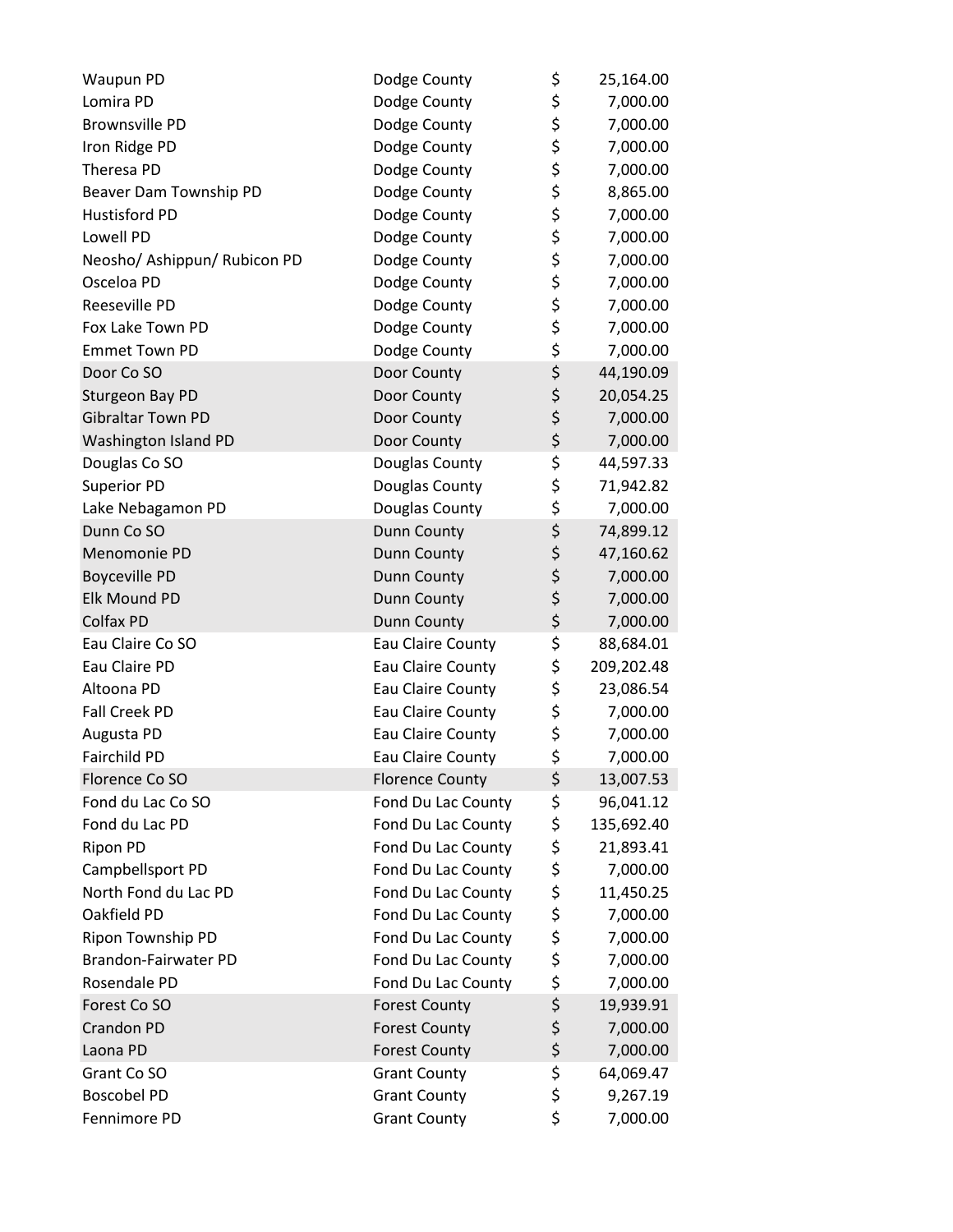| | | | |
|---|---|---|---|
| Waupun PD | Dodge County | $ | 25,164.00 |
| Lomira PD | Dodge County | $ | 7,000.00 |
| Brownsville PD | Dodge County | $ | 7,000.00 |
| Iron Ridge PD | Dodge County | $ | 7,000.00 |
| Theresa PD | Dodge County | $ | 7,000.00 |
| Beaver Dam Township PD | Dodge County | $ | 8,865.00 |
| Hustisford PD | Dodge County | $ | 7,000.00 |
| Lowell PD | Dodge County | $ | 7,000.00 |
| Neosho/ Ashippun/ Rubicon PD | Dodge County | $ | 7,000.00 |
| Osceloa PD | Dodge County | $ | 7,000.00 |
| Reeseville PD | Dodge County | $ | 7,000.00 |
| Fox Lake Town PD | Dodge County | $ | 7,000.00 |
| Emmet Town PD | Dodge County | $ | 7,000.00 |
| Door Co SO | Door County | $ | 44,190.09 |
| Sturgeon Bay PD | Door County | $ | 20,054.25 |
| Gibraltar Town PD | Door County | $ | 7,000.00 |
| Washington Island PD | Door County | $ | 7,000.00 |
| Douglas Co SO | Douglas County | $ | 44,597.33 |
| Superior PD | Douglas County | $ | 71,942.82 |
| Lake Nebagamon PD | Douglas County | $ | 7,000.00 |
| Dunn Co SO | Dunn County | $ | 74,899.12 |
| Menomonie PD | Dunn County | $ | 47,160.62 |
| Boyceville PD | Dunn County | $ | 7,000.00 |
| Elk Mound PD | Dunn County | $ | 7,000.00 |
| Colfax PD | Dunn County | $ | 7,000.00 |
| Eau Claire Co SO | Eau Claire County | $ | 88,684.01 |
| Eau Claire PD | Eau Claire County | $ | 209,202.48 |
| Altoona PD | Eau Claire County | $ | 23,086.54 |
| Fall Creek PD | Eau Claire County | $ | 7,000.00 |
| Augusta PD | Eau Claire County | $ | 7,000.00 |
| Fairchild PD | Eau Claire County | $ | 7,000.00 |
| Florence Co SO | Florence County | $ | 13,007.53 |
| Fond du Lac Co SO | Fond Du Lac County | $ | 96,041.12 |
| Fond du Lac PD | Fond Du Lac County | $ | 135,692.40 |
| Ripon PD | Fond Du Lac County | $ | 21,893.41 |
| Campbellsport PD | Fond Du Lac County | $ | 7,000.00 |
| North Fond du Lac PD | Fond Du Lac County | $ | 11,450.25 |
| Oakfield PD | Fond Du Lac County | $ | 7,000.00 |
| Ripon Township PD | Fond Du Lac County | $ | 7,000.00 |
| Brandon-Fairwater PD | Fond Du Lac County | $ | 7,000.00 |
| Rosendale PD | Fond Du Lac County | $ | 7,000.00 |
| Forest Co SO | Forest County | $ | 19,939.91 |
| Crandon PD | Forest County | $ | 7,000.00 |
| Laona PD | Forest County | $ | 7,000.00 |
| Grant Co SO | Grant County | $ | 64,069.47 |
| Boscobel PD | Grant County | $ | 9,267.19 |
| Fennimore PD | Grant County | $ | 7,000.00 |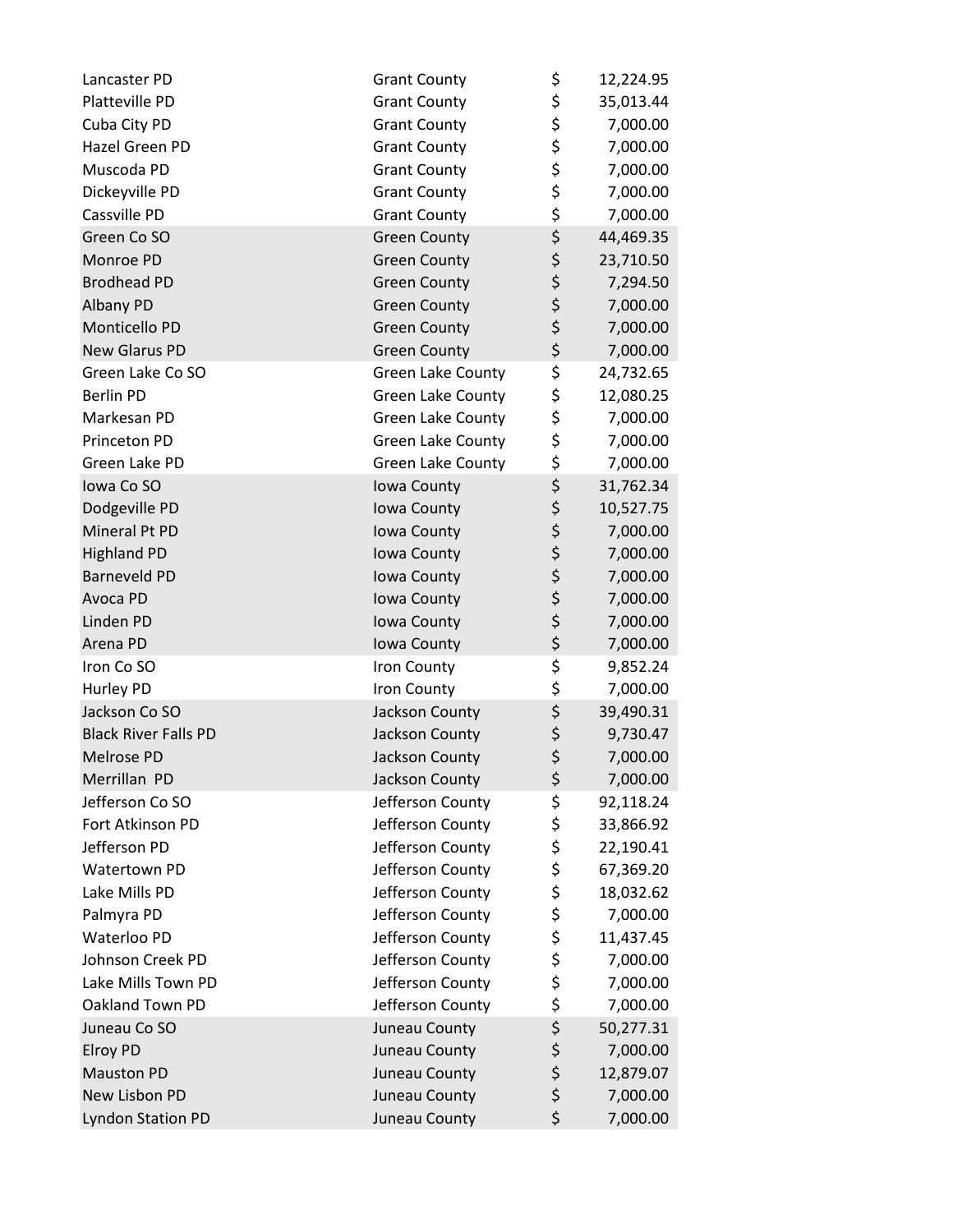| | | | |
|---|---|---|---|
| Lancaster PD | Grant County | $ | 12,224.95 |
| Platteville PD | Grant County | $ | 35,013.44 |
| Cuba City PD | Grant County | $ | 7,000.00 |
| Hazel Green PD | Grant County | $ | 7,000.00 |
| Muscoda PD | Grant County | $ | 7,000.00 |
| Dickeyville PD | Grant County | $ | 7,000.00 |
| Cassville PD | Grant County | $ | 7,000.00 |
| Green Co SO | Green County | $ | 44,469.35 |
| Monroe PD | Green County | $ | 23,710.50 |
| Brodhead PD | Green County | $ | 7,294.50 |
| Albany PD | Green County | $ | 7,000.00 |
| Monticello PD | Green County | $ | 7,000.00 |
| New Glarus PD | Green County | $ | 7,000.00 |
| Green Lake Co SO | Green Lake County | $ | 24,732.65 |
| Berlin PD | Green Lake County | $ | 12,080.25 |
| Markesan PD | Green Lake County | $ | 7,000.00 |
| Princeton PD | Green Lake County | $ | 7,000.00 |
| Green Lake PD | Green Lake County | $ | 7,000.00 |
| Iowa Co SO | Iowa County | $ | 31,762.34 |
| Dodgeville PD | Iowa County | $ | 10,527.75 |
| Mineral Pt PD | Iowa County | $ | 7,000.00 |
| Highland PD | Iowa County | $ | 7,000.00 |
| Barneveld PD | Iowa County | $ | 7,000.00 |
| Avoca PD | Iowa County | $ | 7,000.00 |
| Linden PD | Iowa County | $ | 7,000.00 |
| Arena PD | Iowa County | $ | 7,000.00 |
| Iron Co SO | Iron County | $ | 9,852.24 |
| Hurley PD | Iron County | $ | 7,000.00 |
| Jackson Co SO | Jackson County | $ | 39,490.31 |
| Black River Falls PD | Jackson County | $ | 9,730.47 |
| Melrose PD | Jackson County | $ | 7,000.00 |
| Merrillan PD | Jackson County | $ | 7,000.00 |
| Jefferson Co SO | Jefferson County | $ | 92,118.24 |
| Fort Atkinson PD | Jefferson County | $ | 33,866.92 |
| Jefferson PD | Jefferson County | $ | 22,190.41 |
| Watertown PD | Jefferson County | $ | 67,369.20 |
| Lake Mills PD | Jefferson County | $ | 18,032.62 |
| Palmyra PD | Jefferson County | $ | 7,000.00 |
| Waterloo PD | Jefferson County | $ | 11,437.45 |
| Johnson Creek PD | Jefferson County | $ | 7,000.00 |
| Lake Mills Town PD | Jefferson County | $ | 7,000.00 |
| Oakland Town PD | Jefferson County | $ | 7,000.00 |
| Juneau Co SO | Juneau County | $ | 50,277.31 |
| Elroy PD | Juneau County | $ | 7,000.00 |
| Mauston PD | Juneau County | $ | 12,879.07 |
| New Lisbon PD | Juneau County | $ | 7,000.00 |
| Lyndon Station PD | Juneau County | $ | 7,000.00 |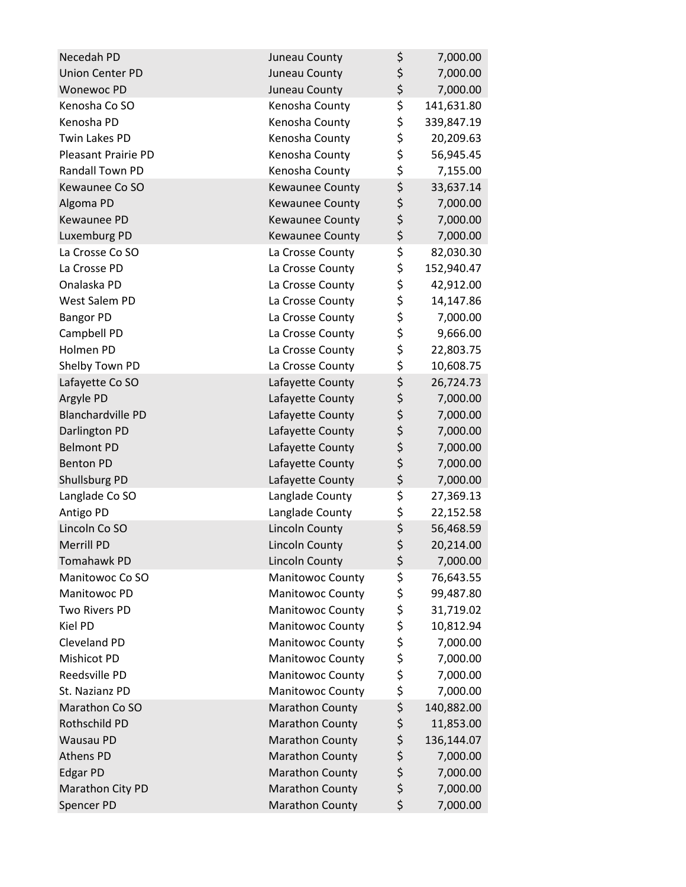| | | |
|---|---|---|
| Necedah PD | Juneau County | $ 7,000.00 |
| Union Center PD | Juneau County | $ 7,000.00 |
| Wonewoc PD | Juneau County | $ 7,000.00 |
| Kenosha Co SO | Kenosha County | $ 141,631.80 |
| Kenosha PD | Kenosha County | $ 339,847.19 |
| Twin Lakes PD | Kenosha County | $ 20,209.63 |
| Pleasant Prairie PD | Kenosha County | $ 56,945.45 |
| Randall Town PD | Kenosha County | $ 7,155.00 |
| Kewaunee Co SO | Kewaunee County | $ 33,637.14 |
| Algoma PD | Kewaunee County | $ 7,000.00 |
| Kewaunee PD | Kewaunee County | $ 7,000.00 |
| Luxemburg PD | Kewaunee County | $ 7,000.00 |
| La Crosse Co SO | La Crosse County | $ 82,030.30 |
| La Crosse PD | La Crosse County | $ 152,940.47 |
| Onalaska PD | La Crosse County | $ 42,912.00 |
| West Salem PD | La Crosse County | $ 14,147.86 |
| Bangor PD | La Crosse County | $ 7,000.00 |
| Campbell PD | La Crosse County | $ 9,666.00 |
| Holmen PD | La Crosse County | $ 22,803.75 |
| Shelby Town PD | La Crosse County | $ 10,608.75 |
| Lafayette Co SO | Lafayette County | $ 26,724.73 |
| Argyle PD | Lafayette County | $ 7,000.00 |
| Blanchardville PD | Lafayette County | $ 7,000.00 |
| Darlington PD | Lafayette County | $ 7,000.00 |
| Belmont PD | Lafayette County | $ 7,000.00 |
| Benton PD | Lafayette County | $ 7,000.00 |
| Shullsburg PD | Lafayette County | $ 7,000.00 |
| Langlade Co SO | Langlade County | $ 27,369.13 |
| Antigo PD | Langlade County | $ 22,152.58 |
| Lincoln Co SO | Lincoln County | $ 56,468.59 |
| Merrill PD | Lincoln County | $ 20,214.00 |
| Tomahawk PD | Lincoln County | $ 7,000.00 |
| Manitowoc Co SO | Manitowoc County | $ 76,643.55 |
| Manitowoc PD | Manitowoc County | $ 99,487.80 |
| Two Rivers PD | Manitowoc County | $ 31,719.02 |
| Kiel PD | Manitowoc County | $ 10,812.94 |
| Cleveland PD | Manitowoc County | $ 7,000.00 |
| Mishicot PD | Manitowoc County | $ 7,000.00 |
| Reedsville PD | Manitowoc County | $ 7,000.00 |
| St. Nazianz PD | Manitowoc County | $ 7,000.00 |
| Marathon Co SO | Marathon County | $ 140,882.00 |
| Rothschild PD | Marathon County | $ 11,853.00 |
| Wausau PD | Marathon County | $ 136,144.07 |
| Athens PD | Marathon County | $ 7,000.00 |
| Edgar PD | Marathon County | $ 7,000.00 |
| Marathon City PD | Marathon County | $ 7,000.00 |
| Spencer PD | Marathon County | $ 7,000.00 |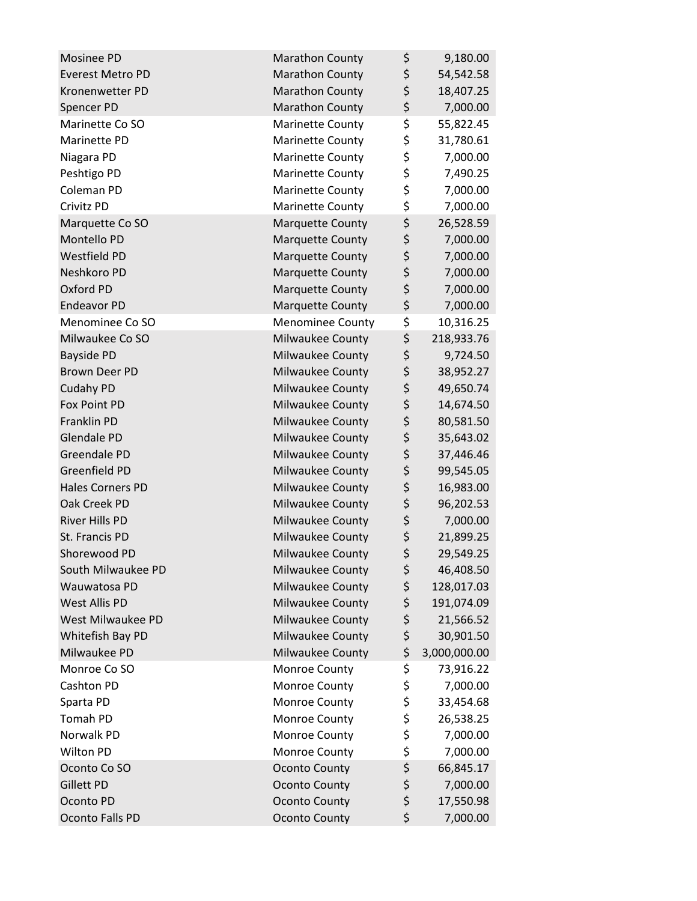| | | | |
|---|---|---|---|
| Mosinee PD | Marathon County | $ | 9,180.00 |
| Everest Metro PD | Marathon County | $ | 54,542.58 |
| Kronenwetter PD | Marathon County | $ | 18,407.25 |
| Spencer PD | Marathon County | $ | 7,000.00 |
| Marinette Co SO | Marinette County | $ | 55,822.45 |
| Marinette PD | Marinette County | $ | 31,780.61 |
| Niagara PD | Marinette County | $ | 7,000.00 |
| Peshtigo PD | Marinette County | $ | 7,490.25 |
| Coleman PD | Marinette County | $ | 7,000.00 |
| Crivitz PD | Marinette County | $ | 7,000.00 |
| Marquette Co SO | Marquette County | $ | 26,528.59 |
| Montello PD | Marquette County | $ | 7,000.00 |
| Westfield PD | Marquette County | $ | 7,000.00 |
| Neshkoro PD | Marquette County | $ | 7,000.00 |
| Oxford PD | Marquette County | $ | 7,000.00 |
| Endeavor PD | Marquette County | $ | 7,000.00 |
| Menominee Co SO | Menominee County | $ | 10,316.25 |
| Milwaukee Co SO | Milwaukee County | $ | 218,933.76 |
| Bayside PD | Milwaukee County | $ | 9,724.50 |
| Brown Deer PD | Milwaukee County | $ | 38,952.27 |
| Cudahy PD | Milwaukee County | $ | 49,650.74 |
| Fox Point PD | Milwaukee County | $ | 14,674.50 |
| Franklin PD | Milwaukee County | $ | 80,581.50 |
| Glendale PD | Milwaukee County | $ | 35,643.02 |
| Greendale PD | Milwaukee County | $ | 37,446.46 |
| Greenfield PD | Milwaukee County | $ | 99,545.05 |
| Hales Corners PD | Milwaukee County | $ | 16,983.00 |
| Oak Creek PD | Milwaukee County | $ | 96,202.53 |
| River Hills PD | Milwaukee County | $ | 7,000.00 |
| St. Francis PD | Milwaukee County | $ | 21,899.25 |
| Shorewood PD | Milwaukee County | $ | 29,549.25 |
| South Milwaukee PD | Milwaukee County | $ | 46,408.50 |
| Wauwatosa PD | Milwaukee County | $ | 128,017.03 |
| West Allis PD | Milwaukee County | $ | 191,074.09 |
| West Milwaukee PD | Milwaukee County | $ | 21,566.52 |
| Whitefish Bay PD | Milwaukee County | $ | 30,901.50 |
| Milwaukee PD | Milwaukee County | $ | 3,000,000.00 |
| Monroe Co SO | Monroe County | $ | 73,916.22 |
| Cashton PD | Monroe County | $ | 7,000.00 |
| Sparta PD | Monroe County | $ | 33,454.68 |
| Tomah PD | Monroe County | $ | 26,538.25 |
| Norwalk PD | Monroe County | $ | 7,000.00 |
| Wilton PD | Monroe County | $ | 7,000.00 |
| Oconto Co SO | Oconto County | $ | 66,845.17 |
| Gillett PD | Oconto County | $ | 7,000.00 |
| Oconto PD | Oconto County | $ | 17,550.98 |
| Oconto Falls PD | Oconto County | $ | 7,000.00 |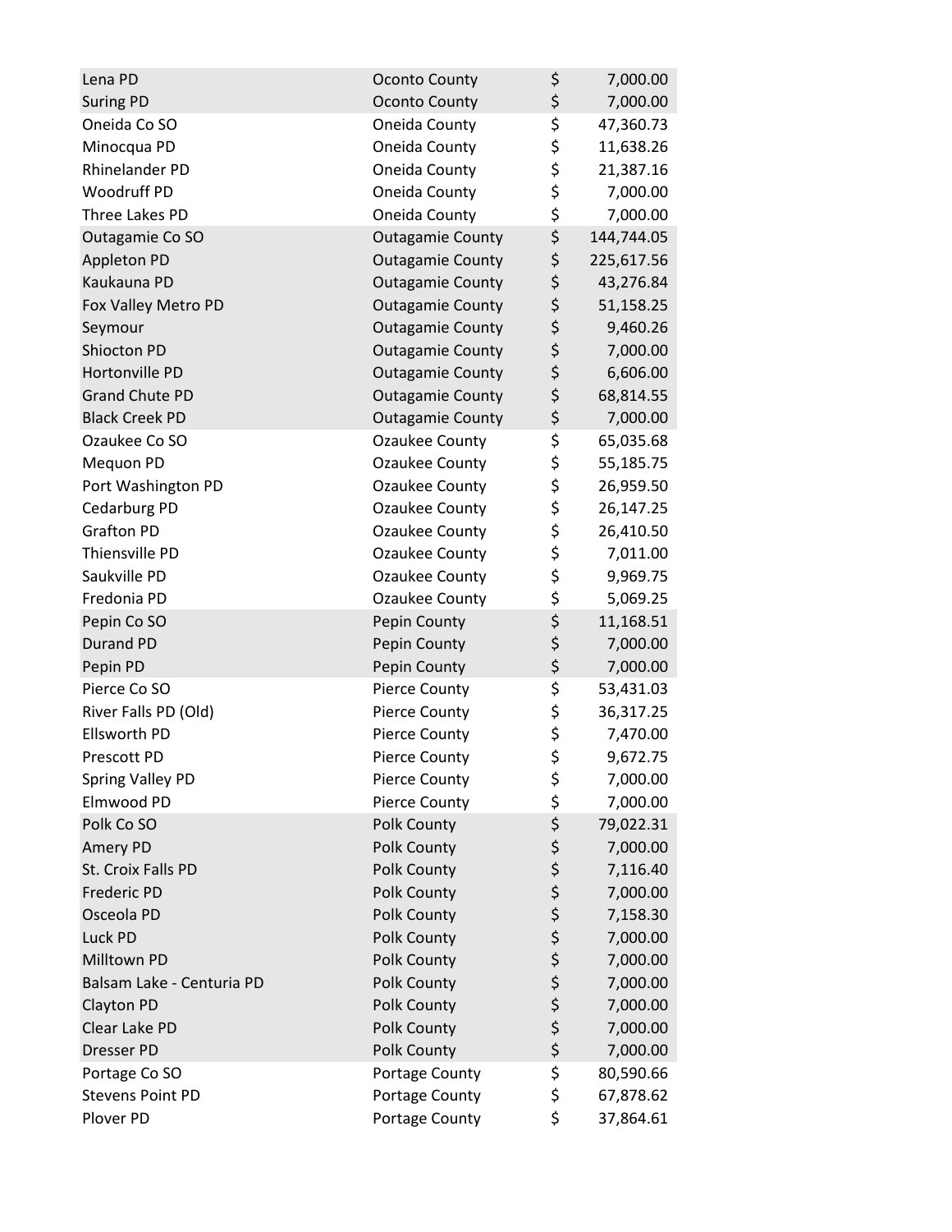| | | | |
|---|---|---|---|
| Lena PD | Oconto County | $ | 7,000.00 |
| Suring PD | Oconto County | $ | 7,000.00 |
| Oneida Co SO | Oneida County | $ | 47,360.73 |
| Minocqua PD | Oneida County | $ | 11,638.26 |
| Rhinelander PD | Oneida County | $ | 21,387.16 |
| Woodruff PD | Oneida County | $ | 7,000.00 |
| Three Lakes PD | Oneida County | $ | 7,000.00 |
| Outagamie Co SO | Outagamie County | $ | 144,744.05 |
| Appleton PD | Outagamie County | $ | 225,617.56 |
| Kaukauna PD | Outagamie County | $ | 43,276.84 |
| Fox Valley Metro PD | Outagamie County | $ | 51,158.25 |
| Seymour | Outagamie County | $ | 9,460.26 |
| Shiocton PD | Outagamie County | $ | 7,000.00 |
| Hortonville PD | Outagamie County | $ | 6,606.00 |
| Grand Chute PD | Outagamie County | $ | 68,814.55 |
| Black Creek PD | Outagamie County | $ | 7,000.00 |
| Ozaukee Co SO | Ozaukee County | $ | 65,035.68 |
| Mequon PD | Ozaukee County | $ | 55,185.75 |
| Port Washington PD | Ozaukee County | $ | 26,959.50 |
| Cedarburg PD | Ozaukee County | $ | 26,147.25 |
| Grafton PD | Ozaukee County | $ | 26,410.50 |
| Thiensville PD | Ozaukee County | $ | 7,011.00 |
| Saukville PD | Ozaukee County | $ | 9,969.75 |
| Fredonia PD | Ozaukee County | $ | 5,069.25 |
| Pepin Co SO | Pepin County | $ | 11,168.51 |
| Durand PD | Pepin County | $ | 7,000.00 |
| Pepin PD | Pepin County | $ | 7,000.00 |
| Pierce Co SO | Pierce County | $ | 53,431.03 |
| River Falls PD (Old) | Pierce County | $ | 36,317.25 |
| Ellsworth PD | Pierce County | $ | 7,470.00 |
| Prescott PD | Pierce County | $ | 9,672.75 |
| Spring Valley PD | Pierce County | $ | 7,000.00 |
| Elmwood PD | Pierce County | $ | 7,000.00 |
| Polk Co SO | Polk County | $ | 79,022.31 |
| Amery PD | Polk County | $ | 7,000.00 |
| St. Croix Falls PD | Polk County | $ | 7,116.40 |
| Frederic PD | Polk County | $ | 7,000.00 |
| Osceola PD | Polk County | $ | 7,158.30 |
| Luck PD | Polk County | $ | 7,000.00 |
| Milltown PD | Polk County | $ | 7,000.00 |
| Balsam Lake - Centuria PD | Polk County | $ | 7,000.00 |
| Clayton PD | Polk County | $ | 7,000.00 |
| Clear Lake PD | Polk County | $ | 7,000.00 |
| Dresser PD | Polk County | $ | 7,000.00 |
| Portage Co SO | Portage County | $ | 80,590.66 |
| Stevens Point PD | Portage County | $ | 67,878.62 |
| Plover PD | Portage County | $ | 37,864.61 |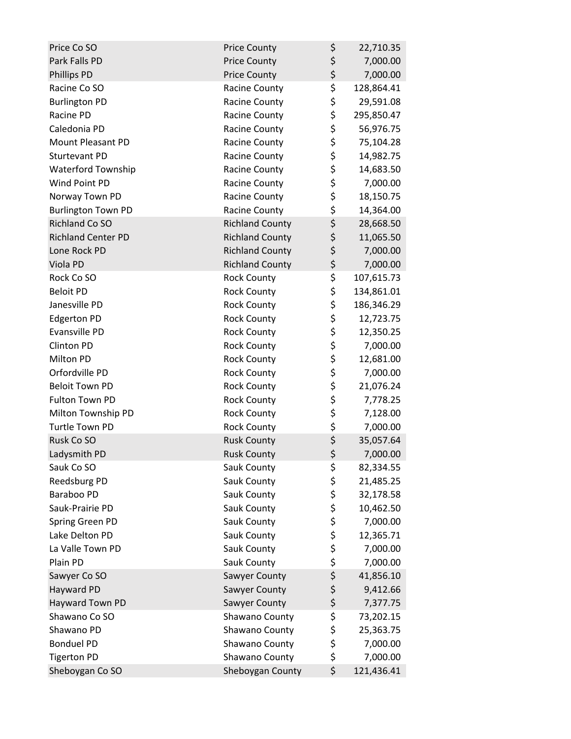| | | | |
|---|---|---|---|
| Price Co SO | Price County | $ | 22,710.35 |
| Park Falls PD | Price County | $ | 7,000.00 |
| Phillips PD | Price County | $ | 7,000.00 |
| Racine Co SO | Racine County | $ | 128,864.41 |
| Burlington PD | Racine County | $ | 29,591.08 |
| Racine PD | Racine County | $ | 295,850.47 |
| Caledonia PD | Racine County | $ | 56,976.75 |
| Mount Pleasant PD | Racine County | $ | 75,104.28 |
| Sturtevant PD | Racine County | $ | 14,982.75 |
| Waterford Township | Racine County | $ | 14,683.50 |
| Wind Point PD | Racine County | $ | 7,000.00 |
| Norway Town PD | Racine County | $ | 18,150.75 |
| Burlington Town PD | Racine County | $ | 14,364.00 |
| Richland Co SO | Richland County | $ | 28,668.50 |
| Richland Center PD | Richland County | $ | 11,065.50 |
| Lone Rock PD | Richland County | $ | 7,000.00 |
| Viola PD | Richland County | $ | 7,000.00 |
| Rock Co SO | Rock County | $ | 107,615.73 |
| Beloit PD | Rock County | $ | 134,861.01 |
| Janesville PD | Rock County | $ | 186,346.29 |
| Edgerton PD | Rock County | $ | 12,723.75 |
| Evansville PD | Rock County | $ | 12,350.25 |
| Clinton PD | Rock County | $ | 7,000.00 |
| Milton PD | Rock County | $ | 12,681.00 |
| Orfordville PD | Rock County | $ | 7,000.00 |
| Beloit Town PD | Rock County | $ | 21,076.24 |
| Fulton Town PD | Rock County | $ | 7,778.25 |
| Milton Township PD | Rock County | $ | 7,128.00 |
| Turtle Town PD | Rock County | $ | 7,000.00 |
| Rusk Co SO | Rusk County | $ | 35,057.64 |
| Ladysmith PD | Rusk County | $ | 7,000.00 |
| Sauk Co SO | Sauk County | $ | 82,334.55 |
| Reedsburg PD | Sauk County | $ | 21,485.25 |
| Baraboo PD | Sauk County | $ | 32,178.58 |
| Sauk-Prairie PD | Sauk County | $ | 10,462.50 |
| Spring Green PD | Sauk County | $ | 7,000.00 |
| Lake Delton PD | Sauk County | $ | 12,365.71 |
| La Valle Town PD | Sauk County | $ | 7,000.00 |
| Plain PD | Sauk County | $ | 7,000.00 |
| Sawyer Co SO | Sawyer County | $ | 41,856.10 |
| Hayward PD | Sawyer County | $ | 9,412.66 |
| Hayward Town PD | Sawyer County | $ | 7,377.75 |
| Shawano Co SO | Shawano County | $ | 73,202.15 |
| Shawano PD | Shawano County | $ | 25,363.75 |
| Bonduel PD | Shawano County | $ | 7,000.00 |
| Tigerton PD | Shawano County | $ | 7,000.00 |
| Sheboygan Co SO | Sheboygan County | $ | 121,436.41 |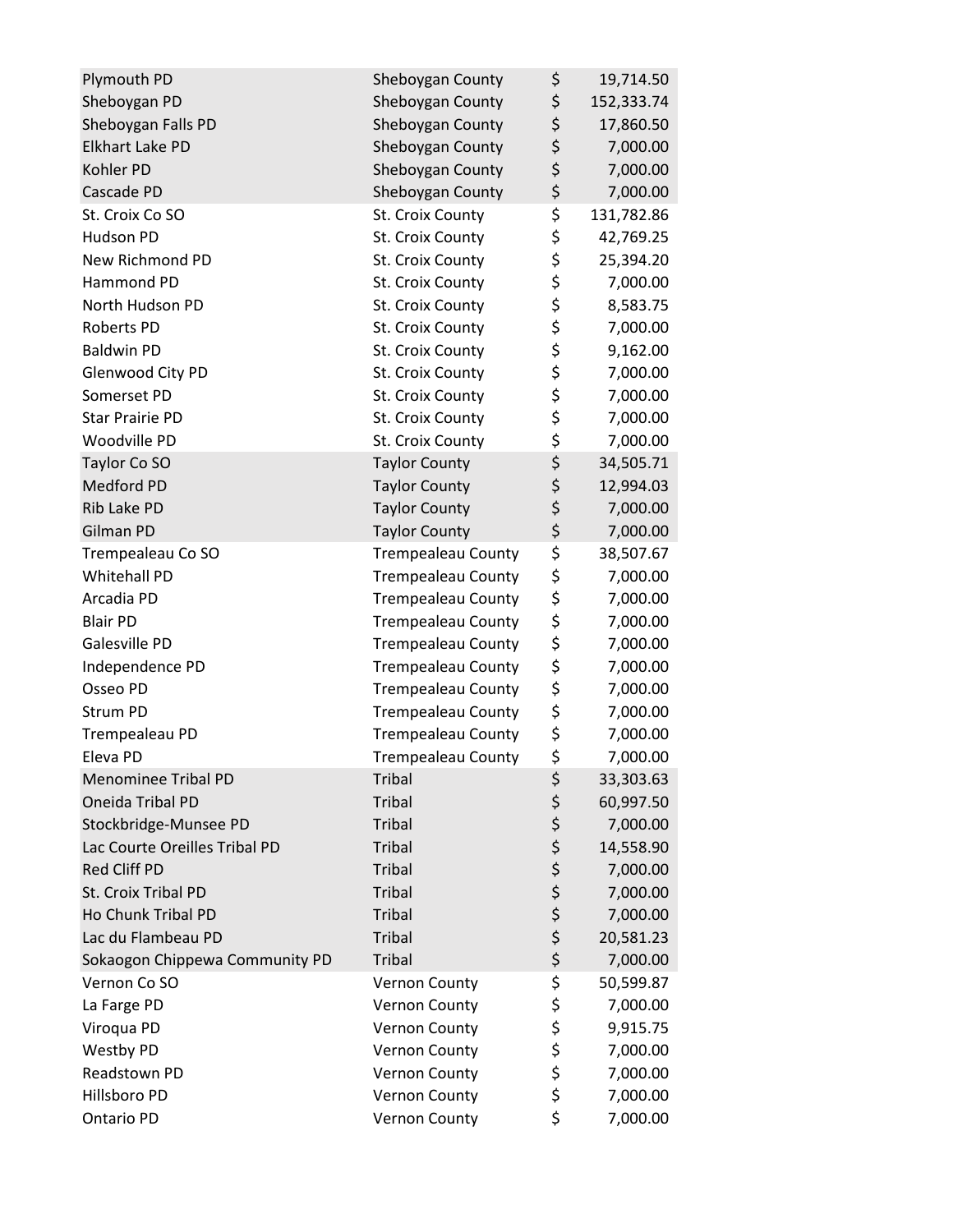| | | |
|---|---|---|
| Plymouth PD | Sheboygan County | $ 19,714.50 |
| Sheboygan PD | Sheboygan County | $ 152,333.74 |
| Sheboygan Falls PD | Sheboygan County | $ 17,860.50 |
| Elkhart Lake PD | Sheboygan County | $ 7,000.00 |
| Kohler PD | Sheboygan County | $ 7,000.00 |
| Cascade PD | Sheboygan County | $ 7,000.00 |
| St. Croix Co SO | St. Croix County | $ 131,782.86 |
| Hudson PD | St. Croix County | $ 42,769.25 |
| New Richmond PD | St. Croix County | $ 25,394.20 |
| Hammond PD | St. Croix County | $ 7,000.00 |
| North Hudson PD | St. Croix County | $ 8,583.75 |
| Roberts PD | St. Croix County | $ 7,000.00 |
| Baldwin PD | St. Croix County | $ 9,162.00 |
| Glenwood City PD | St. Croix County | $ 7,000.00 |
| Somerset PD | St. Croix County | $ 7,000.00 |
| Star Prairie PD | St. Croix County | $ 7,000.00 |
| Woodville PD | St. Croix County | $ 7,000.00 |
| Taylor Co SO | Taylor County | $ 34,505.71 |
| Medford PD | Taylor County | $ 12,994.03 |
| Rib Lake PD | Taylor County | $ 7,000.00 |
| Gilman PD | Taylor County | $ 7,000.00 |
| Trempealeau Co SO | Trempealeau County | $ 38,507.67 |
| Whitehall PD | Trempealeau County | $ 7,000.00 |
| Arcadia PD | Trempealeau County | $ 7,000.00 |
| Blair PD | Trempealeau County | $ 7,000.00 |
| Galesville PD | Trempealeau County | $ 7,000.00 |
| Independence PD | Trempealeau County | $ 7,000.00 |
| Osseo PD | Trempealeau County | $ 7,000.00 |
| Strum PD | Trempealeau County | $ 7,000.00 |
| Trempealeau PD | Trempealeau County | $ 7,000.00 |
| Eleva PD | Trempealeau County | $ 7,000.00 |
| Menominee Tribal PD | Tribal | $ 33,303.63 |
| Oneida Tribal PD | Tribal | $ 60,997.50 |
| Stockbridge-Munsee PD | Tribal | $ 7,000.00 |
| Lac Courte Oreilles Tribal PD | Tribal | $ 14,558.90 |
| Red Cliff PD | Tribal | $ 7,000.00 |
| St. Croix Tribal PD | Tribal | $ 7,000.00 |
| Ho Chunk Tribal PD | Tribal | $ 7,000.00 |
| Lac du Flambeau PD | Tribal | $ 20,581.23 |
| Sokaogon Chippewa Community PD | Tribal | $ 7,000.00 |
| Vernon Co SO | Vernon County | $ 50,599.87 |
| La Farge PD | Vernon County | $ 7,000.00 |
| Viroqua PD | Vernon County | $ 9,915.75 |
| Westby PD | Vernon County | $ 7,000.00 |
| Readstown PD | Vernon County | $ 7,000.00 |
| Hillsboro PD | Vernon County | $ 7,000.00 |
| Ontario PD | Vernon County | $ 7,000.00 |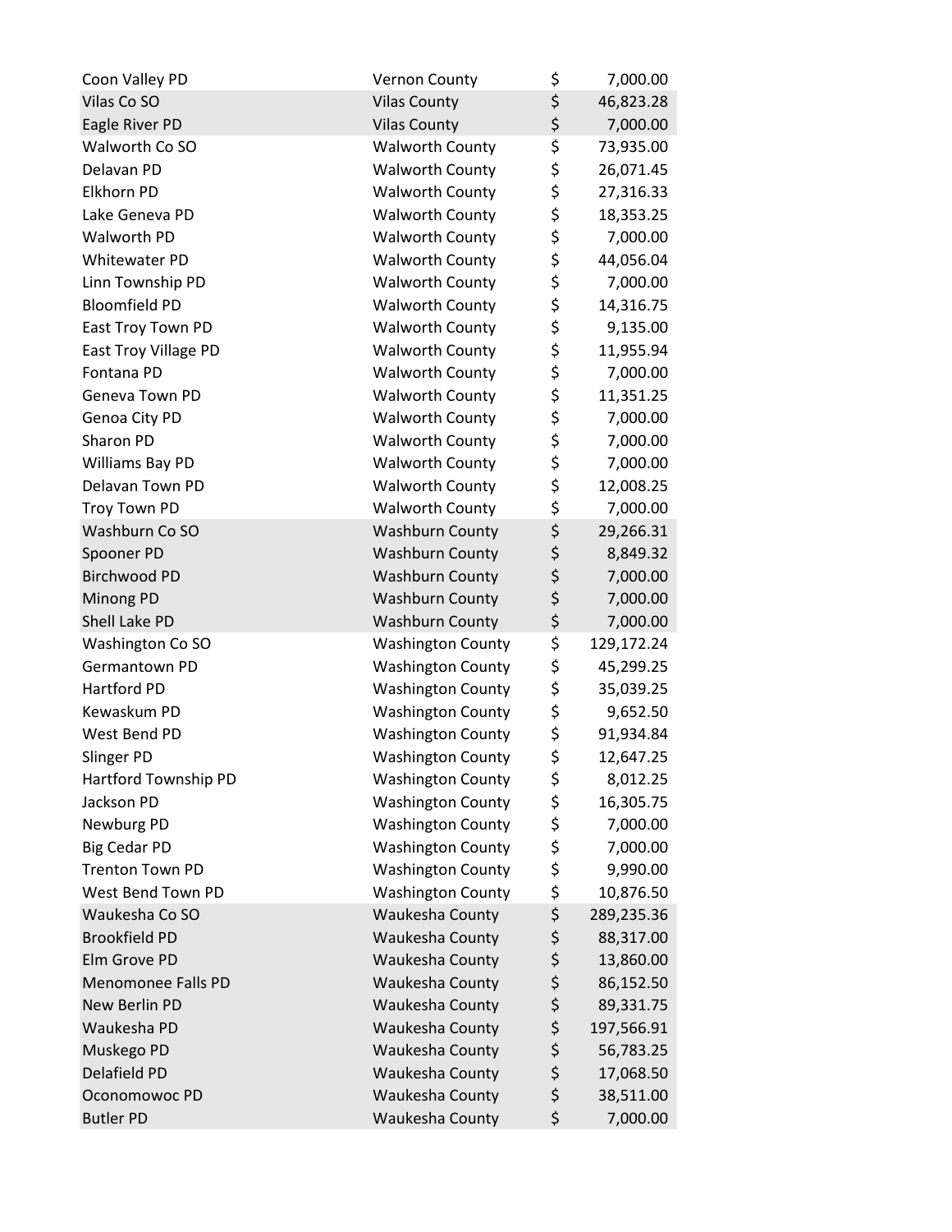| | | |
|---|---|---|
| Coon Valley PD | Vernon County | $ 7,000.00 |
| Vilas Co SO | Vilas County | $ 46,823.28 |
| Eagle River PD | Vilas County | $ 7,000.00 |
| Walworth Co SO | Walworth County | $ 73,935.00 |
| Delavan PD | Walworth County | $ 26,071.45 |
| Elkhorn PD | Walworth County | $ 27,316.33 |
| Lake Geneva PD | Walworth County | $ 18,353.25 |
| Walworth PD | Walworth County | $ 7,000.00 |
| Whitewater PD | Walworth County | $ 44,056.04 |
| Linn Township PD | Walworth County | $ 7,000.00 |
| Bloomfield PD | Walworth County | $ 14,316.75 |
| East Troy Town PD | Walworth County | $ 9,135.00 |
| East Troy Village PD | Walworth County | $ 11,955.94 |
| Fontana PD | Walworth County | $ 7,000.00 |
| Geneva Town PD | Walworth County | $ 11,351.25 |
| Genoa City PD | Walworth County | $ 7,000.00 |
| Sharon PD | Walworth County | $ 7,000.00 |
| Williams Bay PD | Walworth County | $ 7,000.00 |
| Delavan Town PD | Walworth County | $ 12,008.25 |
| Troy Town PD | Walworth County | $ 7,000.00 |
| Washburn Co SO | Washburn County | $ 29,266.31 |
| Spooner PD | Washburn County | $ 8,849.32 |
| Birchwood PD | Washburn County | $ 7,000.00 |
| Minong PD | Washburn County | $ 7,000.00 |
| Shell Lake PD | Washburn County | $ 7,000.00 |
| Washington Co SO | Washington County | $ 129,172.24 |
| Germantown PD | Washington County | $ 45,299.25 |
| Hartford PD | Washington County | $ 35,039.25 |
| Kewaskum PD | Washington County | $ 9,652.50 |
| West Bend PD | Washington County | $ 91,934.84 |
| Slinger PD | Washington County | $ 12,647.25 |
| Hartford Township PD | Washington County | $ 8,012.25 |
| Jackson PD | Washington County | $ 16,305.75 |
| Newburg PD | Washington County | $ 7,000.00 |
| Big Cedar PD | Washington County | $ 7,000.00 |
| Trenton Town PD | Washington County | $ 9,990.00 |
| West Bend Town PD | Washington County | $ 10,876.50 |
| Waukesha Co SO | Waukesha County | $ 289,235.36 |
| Brookfield PD | Waukesha County | $ 88,317.00 |
| Elm Grove PD | Waukesha County | $ 13,860.00 |
| Menomonee Falls PD | Waukesha County | $ 86,152.50 |
| New Berlin PD | Waukesha County | $ 89,331.75 |
| Waukesha PD | Waukesha County | $ 197,566.91 |
| Muskego PD | Waukesha County | $ 56,783.25 |
| Delafield PD | Waukesha County | $ 17,068.50 |
| Oconomowoc PD | Waukesha County | $ 38,511.00 |
| Butler PD | Waukesha County | $ 7,000.00 |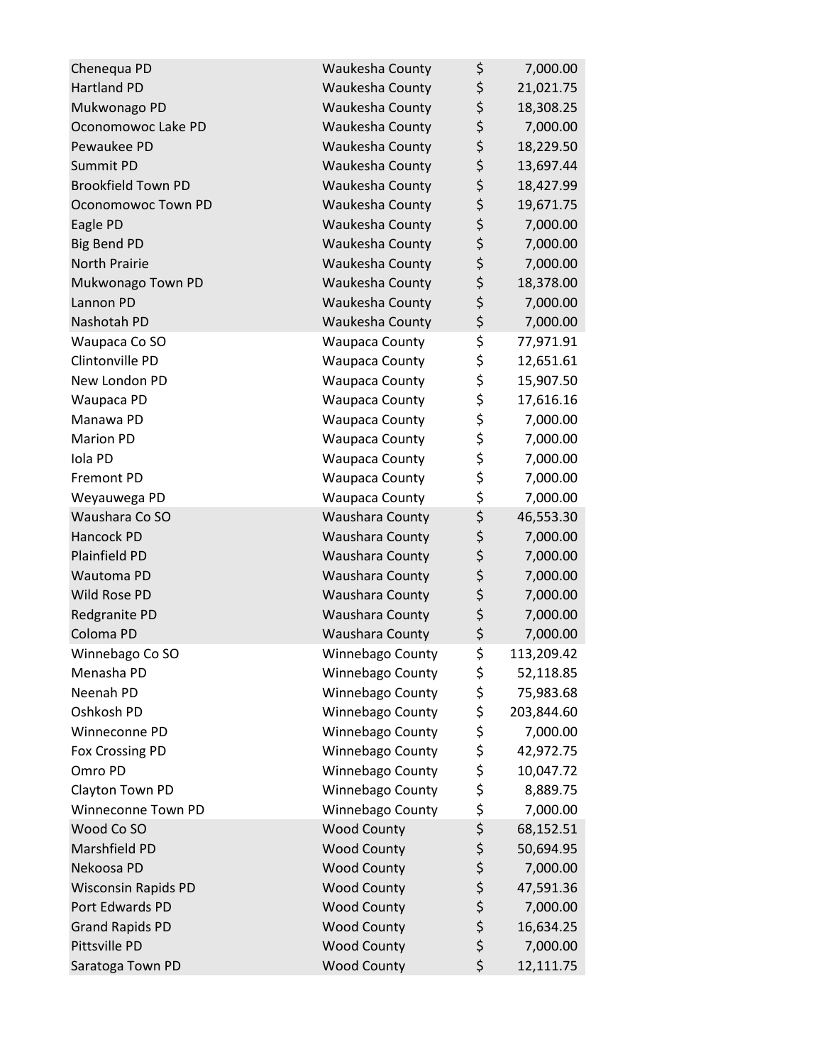| | | |
|---|---|---|
| Chenequa PD | Waukesha County | $ 7,000.00 |
| Hartland PD | Waukesha County | $ 21,021.75 |
| Mukwonago PD | Waukesha County | $ 18,308.25 |
| Oconomowoc Lake PD | Waukesha County | $ 7,000.00 |
| Pewaukee PD | Waukesha County | $ 18,229.50 |
| Summit PD | Waukesha County | $ 13,697.44 |
| Brookfield Town PD | Waukesha County | $ 18,427.99 |
| Oconomowoc Town PD | Waukesha County | $ 19,671.75 |
| Eagle PD | Waukesha County | $ 7,000.00 |
| Big Bend PD | Waukesha County | $ 7,000.00 |
| North Prairie | Waukesha County | $ 7,000.00 |
| Mukwonago Town PD | Waukesha County | $ 18,378.00 |
| Lannon PD | Waukesha County | $ 7,000.00 |
| Nashotah PD | Waukesha County | $ 7,000.00 |
| Waupaca Co SO | Waupaca County | $ 77,971.91 |
| Clintonville PD | Waupaca County | $ 12,651.61 |
| New London PD | Waupaca County | $ 15,907.50 |
| Waupaca PD | Waupaca County | $ 17,616.16 |
| Manawa PD | Waupaca County | $ 7,000.00 |
| Marion PD | Waupaca County | $ 7,000.00 |
| Iola PD | Waupaca County | $ 7,000.00 |
| Fremont PD | Waupaca County | $ 7,000.00 |
| Weyauwega PD | Waupaca County | $ 7,000.00 |
| Waushara Co SO | Waushara County | $ 46,553.30 |
| Hancock PD | Waushara County | $ 7,000.00 |
| Plainfield PD | Waushara County | $ 7,000.00 |
| Wautoma PD | Waushara County | $ 7,000.00 |
| Wild Rose PD | Waushara County | $ 7,000.00 |
| Redgranite PD | Waushara County | $ 7,000.00 |
| Coloma PD | Waushara County | $ 7,000.00 |
| Winnebago Co SO | Winnebago County | $ 113,209.42 |
| Menasha PD | Winnebago County | $ 52,118.85 |
| Neenah PD | Winnebago County | $ 75,983.68 |
| Oshkosh PD | Winnebago County | $ 203,844.60 |
| Winneconne PD | Winnebago County | $ 7,000.00 |
| Fox Crossing PD | Winnebago County | $ 42,972.75 |
| Omro PD | Winnebago County | $ 10,047.72 |
| Clayton Town PD | Winnebago County | $ 8,889.75 |
| Winneconne Town PD | Winnebago County | $ 7,000.00 |
| Wood Co SO | Wood County | $ 68,152.51 |
| Marshfield PD | Wood County | $ 50,694.95 |
| Nekoosa PD | Wood County | $ 7,000.00 |
| Wisconsin Rapids PD | Wood County | $ 47,591.36 |
| Port Edwards PD | Wood County | $ 7,000.00 |
| Grand Rapids PD | Wood County | $ 16,634.25 |
| Pittsville PD | Wood County | $ 7,000.00 |
| Saratoga Town PD | Wood County | $ 12,111.75 |